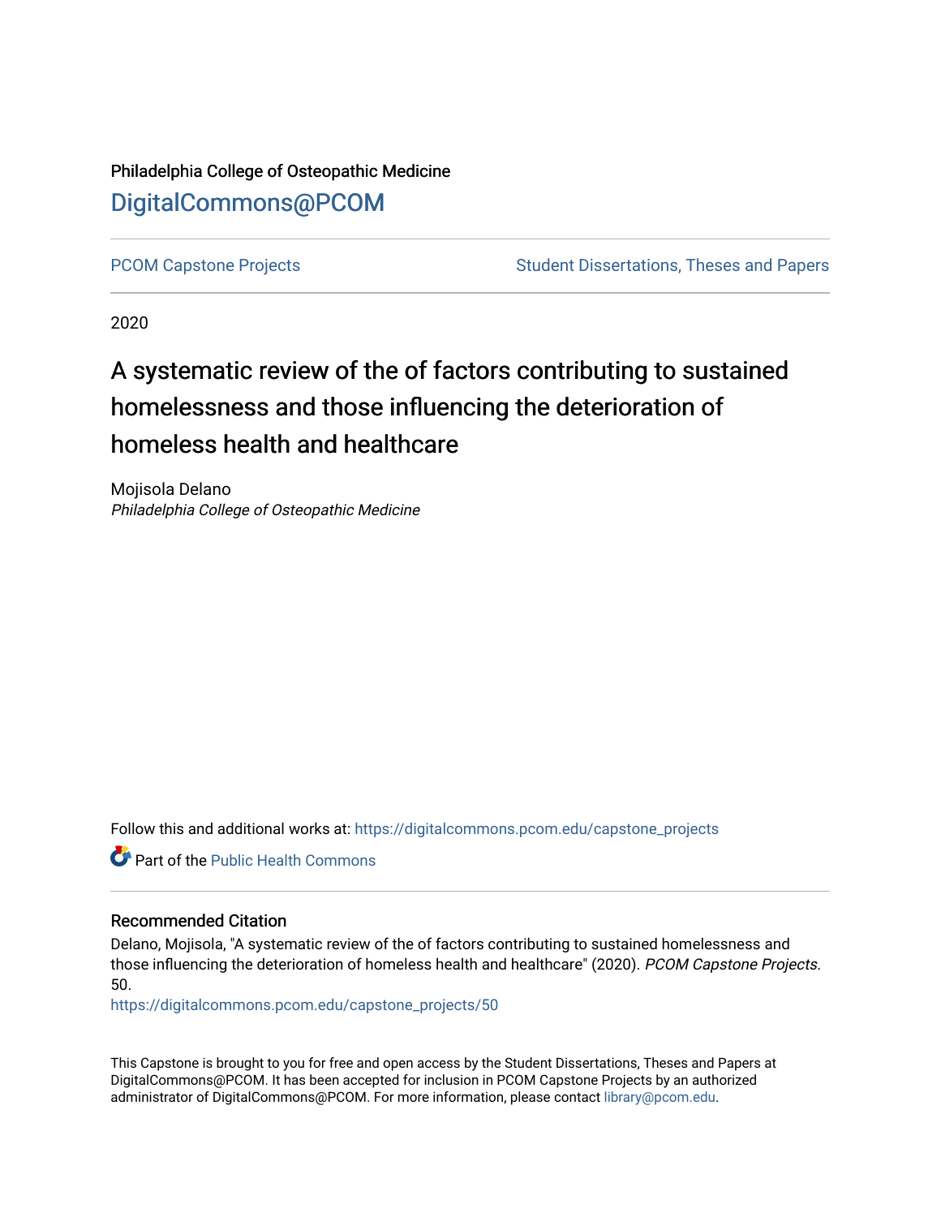Philadelphia College of Osteopathic Medicine

DigitalCommons@PCOM

PCOM Capstone Projects

Student Dissertations, Theses and Papers

2020

# A systematic review of the of factors contributing to sustained homelessness and those influencing the deterioration of homeless health and healthcare

Mojisola Delano

*Philadelphia College of Osteopathic Medicine*

Follow this and additional works at: https://digitalcommons.pcom.edu/capstone_projects

Part of the Public Health Commons

## Recommended Citation

Delano, Mojisola, "A systematic review of the of factors contributing to sustained homelessness and those influencing the deterioration of homeless health and healthcare" (2020). *PCOM Capstone Projects*. 50.

https://digitalcommons.pcom.edu/capstone_projects/50

This Capstone is brought to you for free and open access by the Student Dissertations, Theses and Papers at DigitalCommons@PCOM. It has been accepted for inclusion in PCOM Capstone Projects by an authorized administrator of DigitalCommons@PCOM. For more information, please contact library@pcom.edu.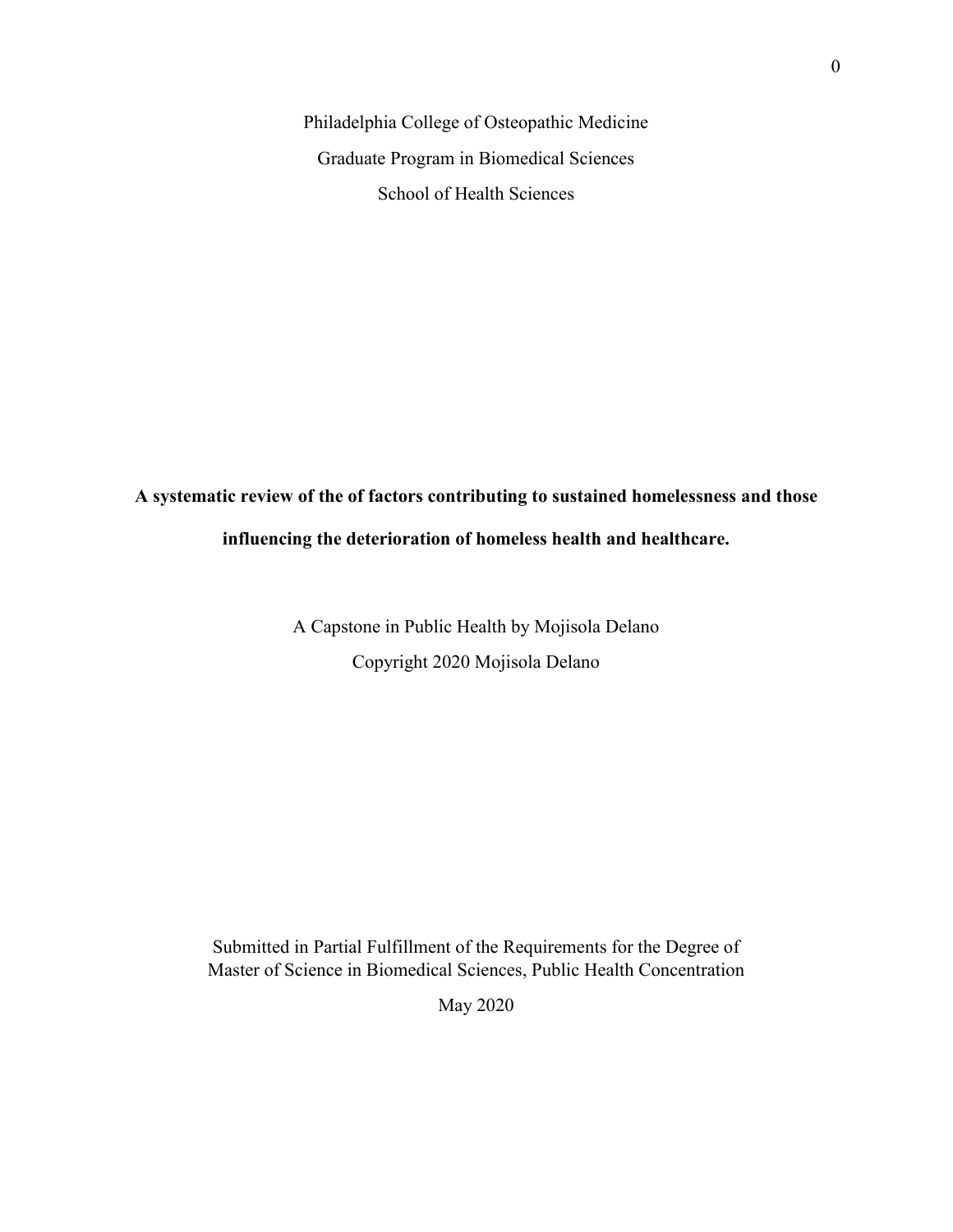Philadelphia College of Osteopathic Medicine

Graduate Program in Biomedical Sciences

School of Health Sciences

**A systematic review of the of factors contributing to sustained homelessness and those influencing the deterioration of homeless health and healthcare.**

A Capstone in Public Health by Mojisola Delano

Copyright 2020 Mojisola Delano

Submitted in Partial Fulfillment of the Requirements for the Degree of
Master of Science in Biomedical Sciences, Public Health Concentration

May 2020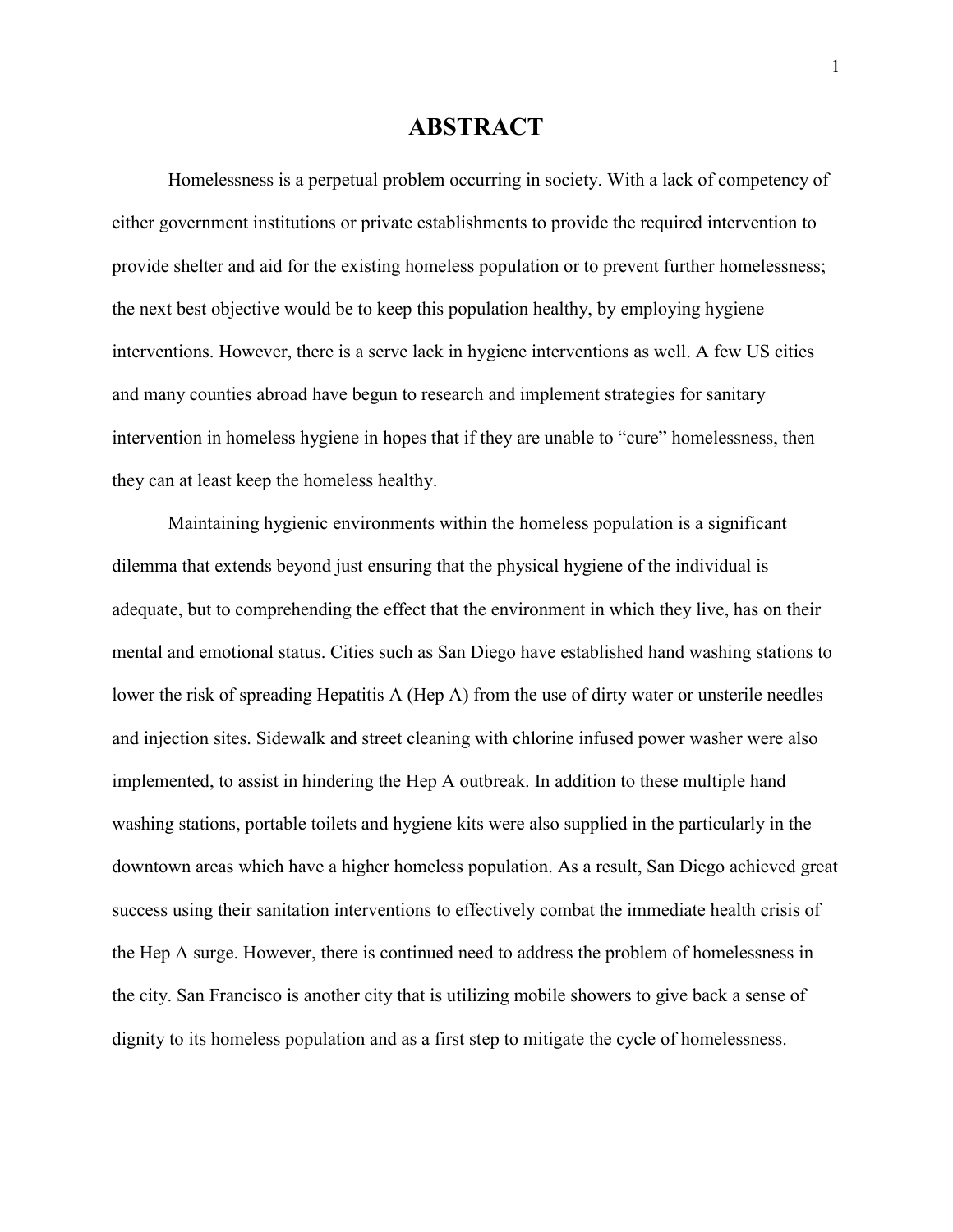# ABSTRACT

Homelessness is a perpetual problem occurring in society. With a lack of competency of either government institutions or private establishments to provide the required intervention to provide shelter and aid for the existing homeless population or to prevent further homelessness; the next best objective would be to keep this population healthy, by employing hygiene interventions. However, there is a serve lack in hygiene interventions as well. A few US cities and many counties abroad have begun to research and implement strategies for sanitary intervention in homeless hygiene in hopes that if they are unable to "cure" homelessness, then they can at least keep the homeless healthy.

Maintaining hygienic environments within the homeless population is a significant dilemma that extends beyond just ensuring that the physical hygiene of the individual is adequate, but to comprehending the effect that the environment in which they live, has on their mental and emotional status. Cities such as San Diego have established hand washing stations to lower the risk of spreading Hepatitis A (Hep A) from the use of dirty water or unsterile needles and injection sites. Sidewalk and street cleaning with chlorine infused power washer were also implemented, to assist in hindering the Hep A outbreak. In addition to these multiple hand washing stations, portable toilets and hygiene kits were also supplied in the particularly in the downtown areas which have a higher homeless population. As a result, San Diego achieved great success using their sanitation interventions to effectively combat the immediate health crisis of the Hep A surge. However, there is continued need to address the problem of homelessness in the city. San Francisco is another city that is utilizing mobile showers to give back a sense of dignity to its homeless population and as a first step to mitigate the cycle of homelessness.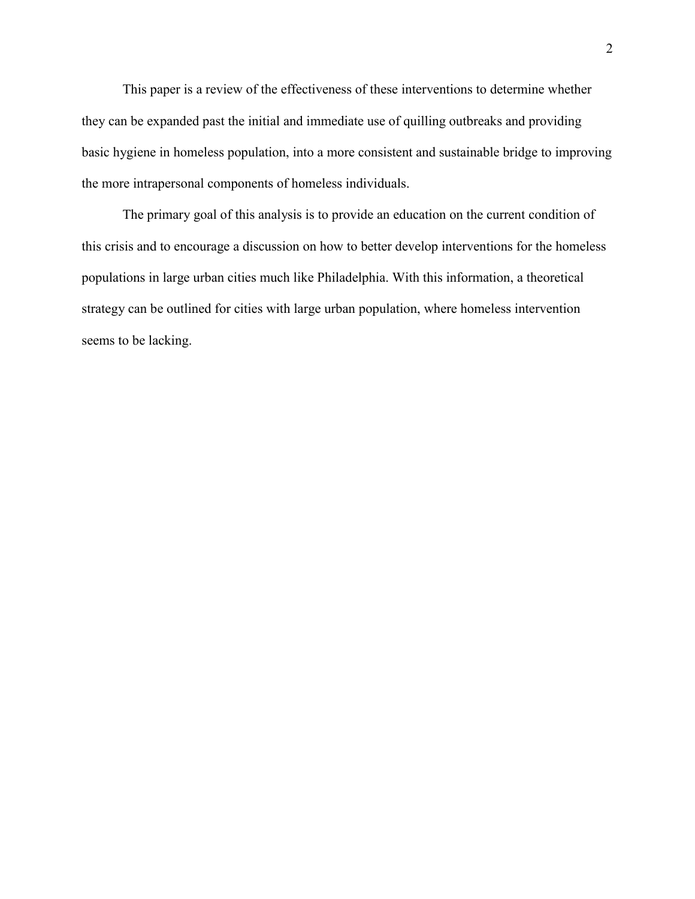This paper is a review of the effectiveness of these interventions to determine whether they can be expanded past the initial and immediate use of quilling outbreaks and providing basic hygiene in homeless population, into a more consistent and sustainable bridge to improving the more intrapersonal components of homeless individuals.

The primary goal of this analysis is to provide an education on the current condition of this crisis and to encourage a discussion on how to better develop interventions for the homeless populations in large urban cities much like Philadelphia. With this information, a theoretical strategy can be outlined for cities with large urban population, where homeless intervention seems to be lacking.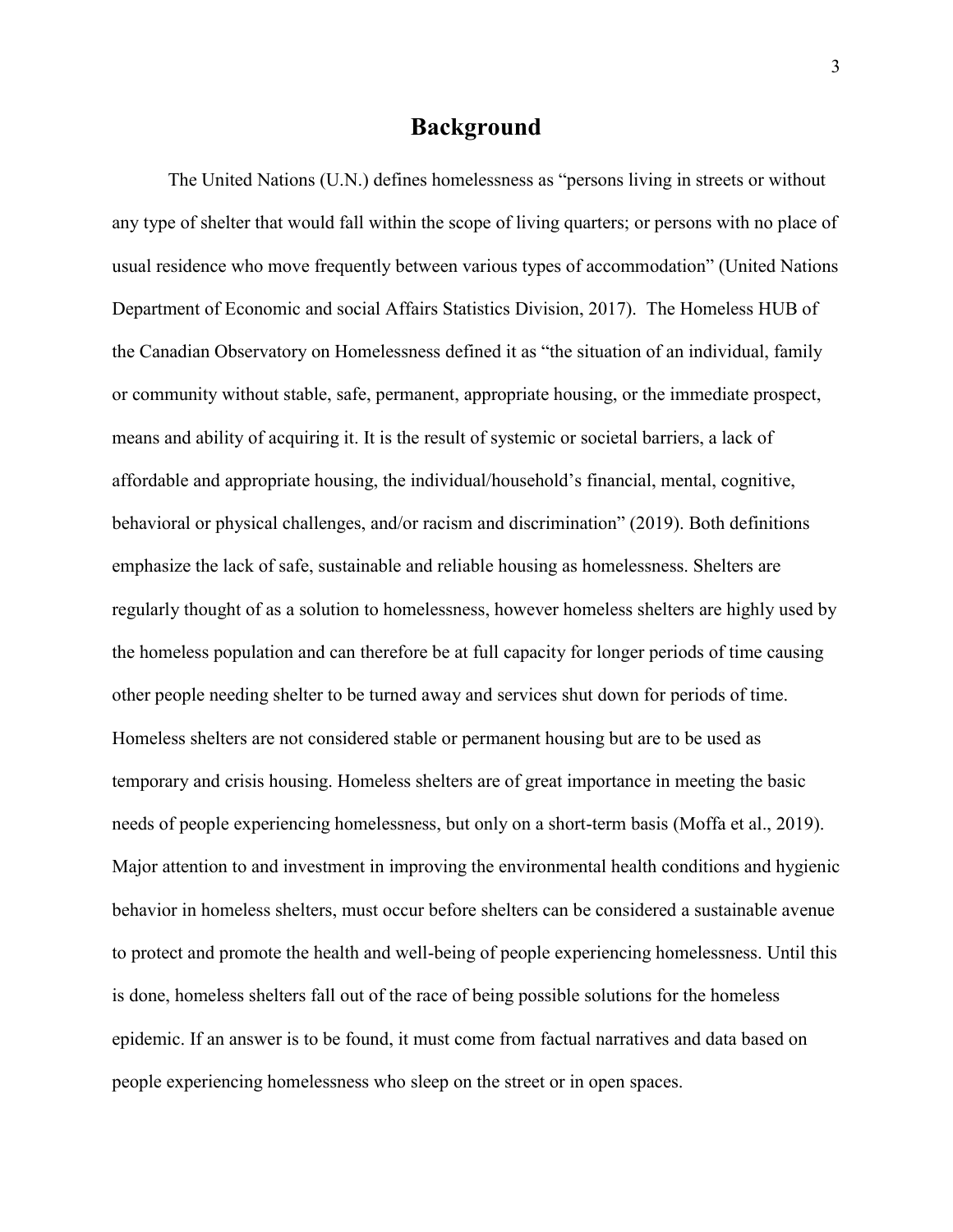# Background

The United Nations (U.N.) defines homelessness as "persons living in streets or without any type of shelter that would fall within the scope of living quarters; or persons with no place of usual residence who move frequently between various types of accommodation" (United Nations Department of Economic and social Affairs Statistics Division, 2017). The Homeless HUB of the Canadian Observatory on Homelessness defined it as "the situation of an individual, family or community without stable, safe, permanent, appropriate housing, or the immediate prospect, means and ability of acquiring it. It is the result of systemic or societal barriers, a lack of affordable and appropriate housing, the individual/household's financial, mental, cognitive, behavioral or physical challenges, and/or racism and discrimination" (2019). Both definitions emphasize the lack of safe, sustainable and reliable housing as homelessness. Shelters are regularly thought of as a solution to homelessness, however homeless shelters are highly used by the homeless population and can therefore be at full capacity for longer periods of time causing other people needing shelter to be turned away and services shut down for periods of time. Homeless shelters are not considered stable or permanent housing but are to be used as temporary and crisis housing. Homeless shelters are of great importance in meeting the basic needs of people experiencing homelessness, but only on a short-term basis (Moffa et al., 2019). Major attention to and investment in improving the environmental health conditions and hygienic behavior in homeless shelters, must occur before shelters can be considered a sustainable avenue to protect and promote the health and well-being of people experiencing homelessness. Until this is done, homeless shelters fall out of the race of being possible solutions for the homeless epidemic. If an answer is to be found, it must come from factual narratives and data based on people experiencing homelessness who sleep on the street or in open spaces.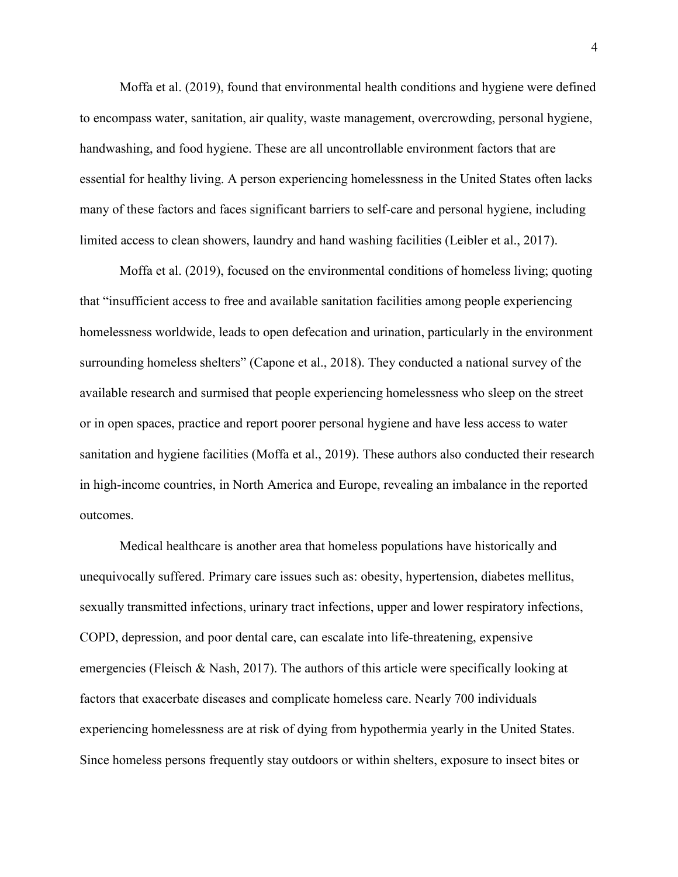Moffa et al. (2019), found that environmental health conditions and hygiene were defined to encompass water, sanitation, air quality, waste management, overcrowding, personal hygiene, handwashing, and food hygiene. These are all uncontrollable environment factors that are essential for healthy living. A person experiencing homelessness in the United States often lacks many of these factors and faces significant barriers to self-care and personal hygiene, including limited access to clean showers, laundry and hand washing facilities (Leibler et al., 2017).

Moffa et al. (2019), focused on the environmental conditions of homeless living; quoting that "insufficient access to free and available sanitation facilities among people experiencing homelessness worldwide, leads to open defecation and urination, particularly in the environment surrounding homeless shelters" (Capone et al., 2018). They conducted a national survey of the available research and surmised that people experiencing homelessness who sleep on the street or in open spaces, practice and report poorer personal hygiene and have less access to water sanitation and hygiene facilities (Moffa et al., 2019). These authors also conducted their research in high-income countries, in North America and Europe, revealing an imbalance in the reported outcomes.

Medical healthcare is another area that homeless populations have historically and unequivocally suffered. Primary care issues such as: obesity, hypertension, diabetes mellitus, sexually transmitted infections, urinary tract infections, upper and lower respiratory infections, COPD, depression, and poor dental care, can escalate into life-threatening, expensive emergencies (Fleisch & Nash, 2017). The authors of this article were specifically looking at factors that exacerbate diseases and complicate homeless care. Nearly 700 individuals experiencing homelessness are at risk of dying from hypothermia yearly in the United States. Since homeless persons frequently stay outdoors or within shelters, exposure to insect bites or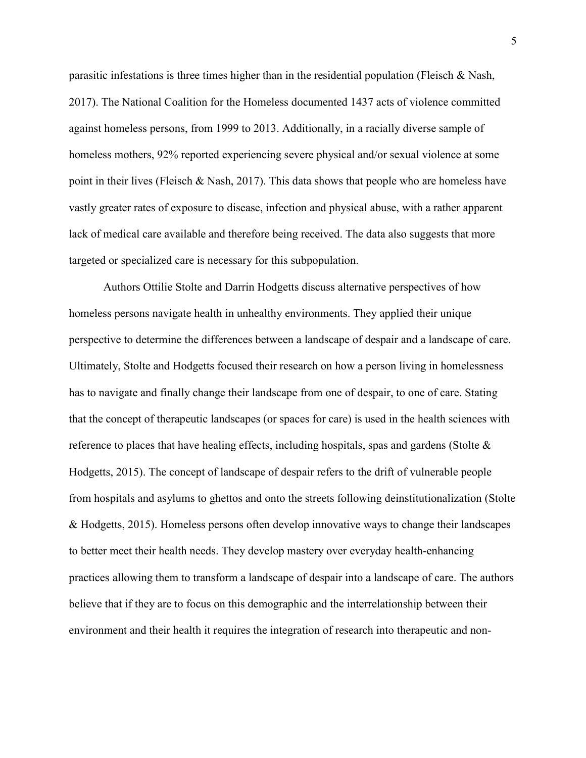parasitic infestations is three times higher than in the residential population (Fleisch & Nash, 2017). The National Coalition for the Homeless documented 1437 acts of violence committed against homeless persons, from 1999 to 2013. Additionally, in a racially diverse sample of homeless mothers, 92% reported experiencing severe physical and/or sexual violence at some point in their lives (Fleisch & Nash, 2017). This data shows that people who are homeless have vastly greater rates of exposure to disease, infection and physical abuse, with a rather apparent lack of medical care available and therefore being received. The data also suggests that more targeted or specialized care is necessary for this subpopulation.

Authors Ottilie Stolte and Darrin Hodgetts discuss alternative perspectives of how homeless persons navigate health in unhealthy environments. They applied their unique perspective to determine the differences between a landscape of despair and a landscape of care. Ultimately, Stolte and Hodgetts focused their research on how a person living in homelessness has to navigate and finally change their landscape from one of despair, to one of care. Stating that the concept of therapeutic landscapes (or spaces for care) is used in the health sciences with reference to places that have healing effects, including hospitals, spas and gardens (Stolte & Hodgetts, 2015). The concept of landscape of despair refers to the drift of vulnerable people from hospitals and asylums to ghettos and onto the streets following deinstitutionalization (Stolte & Hodgetts, 2015). Homeless persons often develop innovative ways to change their landscapes to better meet their health needs. They develop mastery over everyday health-enhancing practices allowing them to transform a landscape of despair into a landscape of care. The authors believe that if they are to focus on this demographic and the interrelationship between their environment and their health it requires the integration of research into therapeutic and non-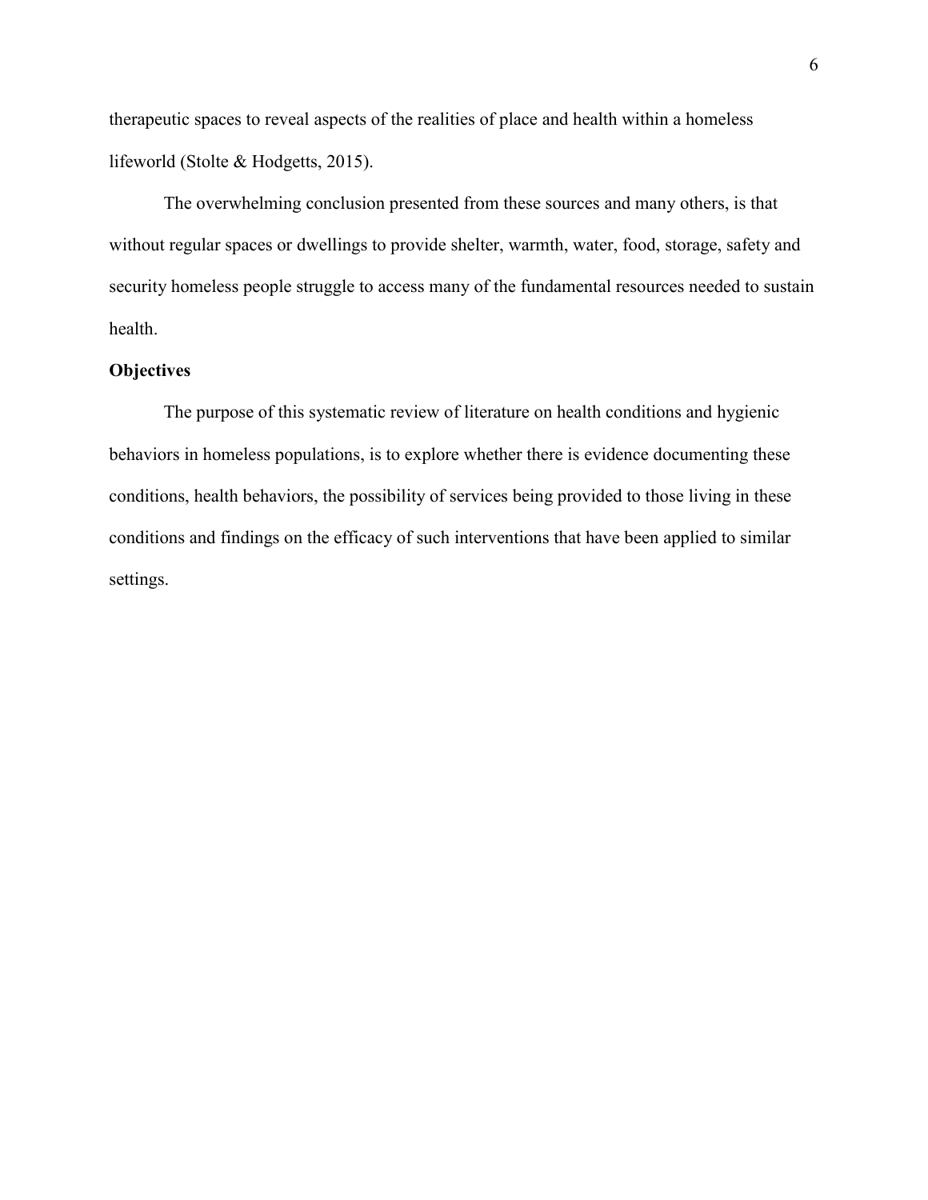therapeutic spaces to reveal aspects of the realities of place and health within a homeless lifeworld (Stolte & Hodgetts, 2015).

The overwhelming conclusion presented from these sources and many others, is that without regular spaces or dwellings to provide shelter, warmth, water, food, storage, safety and security homeless people struggle to access many of the fundamental resources needed to sustain health.

**Objectives**

The purpose of this systematic review of literature on health conditions and hygienic behaviors in homeless populations, is to explore whether there is evidence documenting these conditions, health behaviors, the possibility of services being provided to those living in these conditions and findings on the efficacy of such interventions that have been applied to similar settings.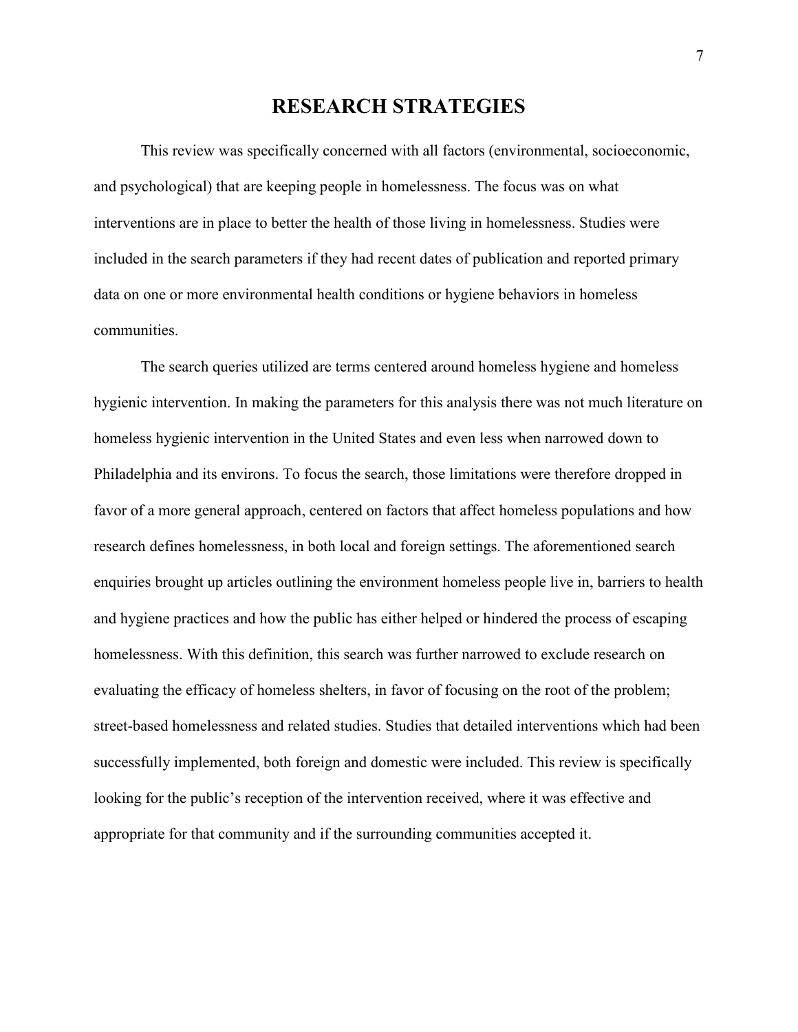# RESEARCH STRATEGIES

This review was specifically concerned with all factors (environmental, socioeconomic, and psychological) that are keeping people in homelessness. The focus was on what interventions are in place to better the health of those living in homelessness. Studies were included in the search parameters if they had recent dates of publication and reported primary data on one or more environmental health conditions or hygiene behaviors in homeless communities.

The search queries utilized are terms centered around homeless hygiene and homeless hygienic intervention. In making the parameters for this analysis there was not much literature on homeless hygienic intervention in the United States and even less when narrowed down to Philadelphia and its environs. To focus the search, those limitations were therefore dropped in favor of a more general approach, centered on factors that affect homeless populations and how research defines homelessness, in both local and foreign settings. The aforementioned search enquiries brought up articles outlining the environment homeless people live in, barriers to health and hygiene practices and how the public has either helped or hindered the process of escaping homelessness. With this definition, this search was further narrowed to exclude research on evaluating the efficacy of homeless shelters, in favor of focusing on the root of the problem; street-based homelessness and related studies. Studies that detailed interventions which had been successfully implemented, both foreign and domestic were included. This review is specifically looking for the public's reception of the intervention received, where it was effective and appropriate for that community and if the surrounding communities accepted it.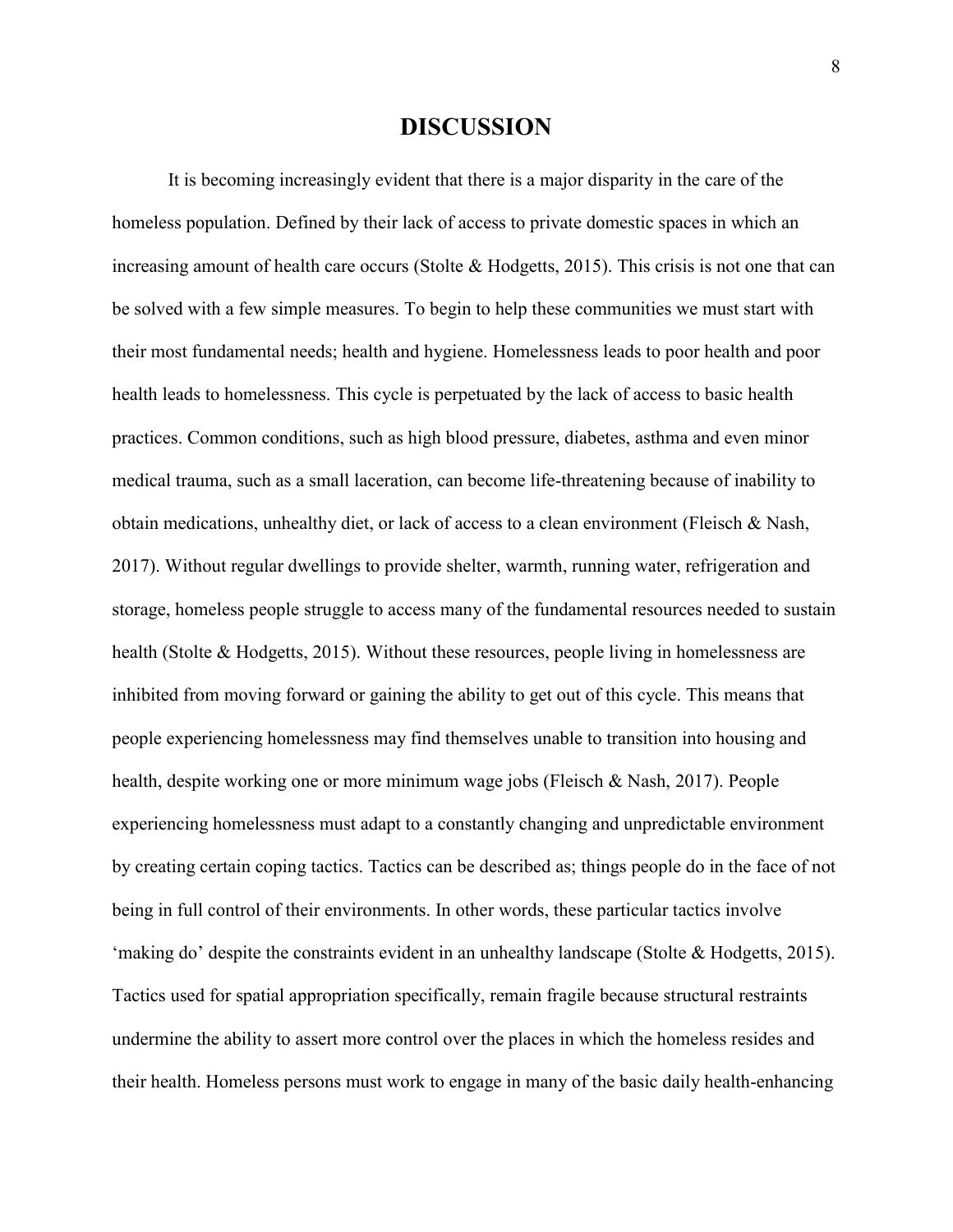# DISCUSSION

It is becoming increasingly evident that there is a major disparity in the care of the homeless population. Defined by their lack of access to private domestic spaces in which an increasing amount of health care occurs (Stolte & Hodgetts, 2015). This crisis is not one that can be solved with a few simple measures. To begin to help these communities we must start with their most fundamental needs; health and hygiene. Homelessness leads to poor health and poor health leads to homelessness. This cycle is perpetuated by the lack of access to basic health practices. Common conditions, such as high blood pressure, diabetes, asthma and even minor medical trauma, such as a small laceration, can become life-threatening because of inability to obtain medications, unhealthy diet, or lack of access to a clean environment (Fleisch & Nash, 2017). Without regular dwellings to provide shelter, warmth, running water, refrigeration and storage, homeless people struggle to access many of the fundamental resources needed to sustain health (Stolte & Hodgetts, 2015). Without these resources, people living in homelessness are inhibited from moving forward or gaining the ability to get out of this cycle. This means that people experiencing homelessness may find themselves unable to transition into housing and health, despite working one or more minimum wage jobs (Fleisch & Nash, 2017). People experiencing homelessness must adapt to a constantly changing and unpredictable environment by creating certain coping tactics. Tactics can be described as; things people do in the face of not being in full control of their environments. In other words, these particular tactics involve 'making do' despite the constraints evident in an unhealthy landscape (Stolte & Hodgetts, 2015). Tactics used for spatial appropriation specifically, remain fragile because structural restraints undermine the ability to assert more control over the places in which the homeless resides and their health. Homeless persons must work to engage in many of the basic daily health-enhancing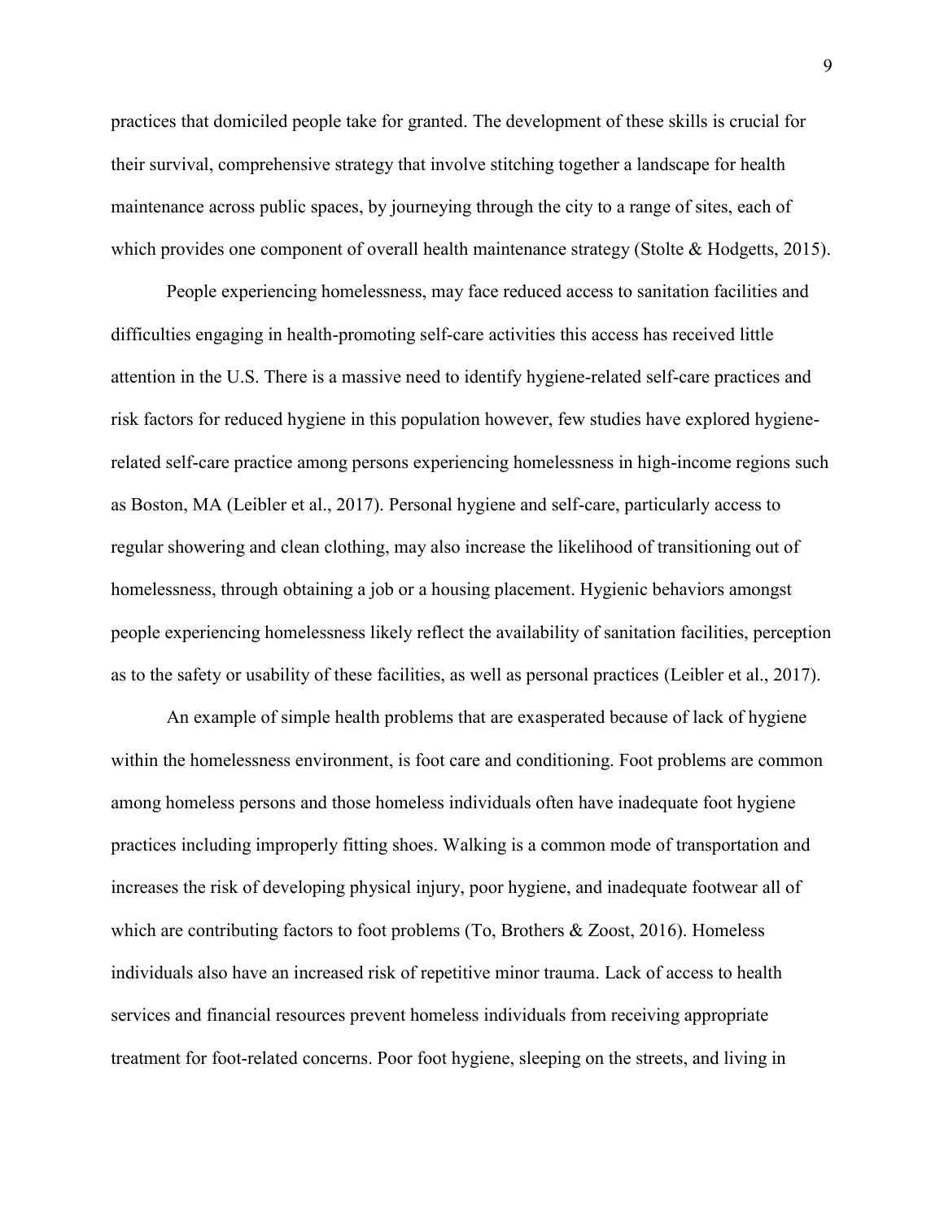practices that domiciled people take for granted. The development of these skills is crucial for their survival, comprehensive strategy that involve stitching together a landscape for health maintenance across public spaces, by journeying through the city to a range of sites, each of which provides one component of overall health maintenance strategy (Stolte & Hodgetts, 2015).

People experiencing homelessness, may face reduced access to sanitation facilities and difficulties engaging in health-promoting self-care activities this access has received little attention in the U.S. There is a massive need to identify hygiene-related self-care practices and risk factors for reduced hygiene in this population however, few studies have explored hygiene-related self-care practice among persons experiencing homelessness in high-income regions such as Boston, MA (Leibler et al., 2017). Personal hygiene and self-care, particularly access to regular showering and clean clothing, may also increase the likelihood of transitioning out of homelessness, through obtaining a job or a housing placement. Hygienic behaviors amongst people experiencing homelessness likely reflect the availability of sanitation facilities, perception as to the safety or usability of these facilities, as well as personal practices (Leibler et al., 2017).

An example of simple health problems that are exasperated because of lack of hygiene within the homelessness environment, is foot care and conditioning. Foot problems are common among homeless persons and those homeless individuals often have inadequate foot hygiene practices including improperly fitting shoes. Walking is a common mode of transportation and increases the risk of developing physical injury, poor hygiene, and inadequate footwear all of which are contributing factors to foot problems (To, Brothers & Zoost, 2016). Homeless individuals also have an increased risk of repetitive minor trauma. Lack of access to health services and financial resources prevent homeless individuals from receiving appropriate treatment for foot-related concerns. Poor foot hygiene, sleeping on the streets, and living in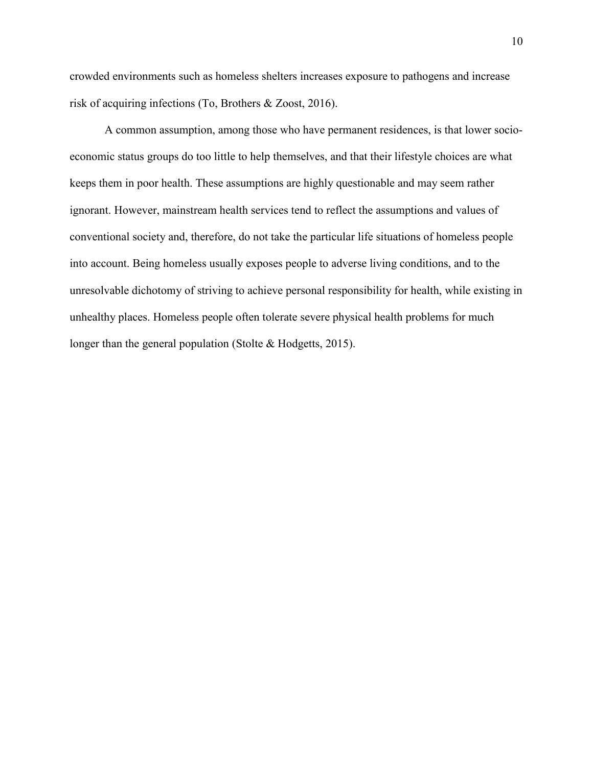crowded environments such as homeless shelters increases exposure to pathogens and increase risk of acquiring infections (To, Brothers & Zoost, 2016).

A common assumption, among those who have permanent residences, is that lower socio-economic status groups do too little to help themselves, and that their lifestyle choices are what keeps them in poor health. These assumptions are highly questionable and may seem rather ignorant. However, mainstream health services tend to reflect the assumptions and values of conventional society and, therefore, do not take the particular life situations of homeless people into account. Being homeless usually exposes people to adverse living conditions, and to the unresolvable dichotomy of striving to achieve personal responsibility for health, while existing in unhealthy places. Homeless people often tolerate severe physical health problems for much longer than the general population (Stolte & Hodgetts, 2015).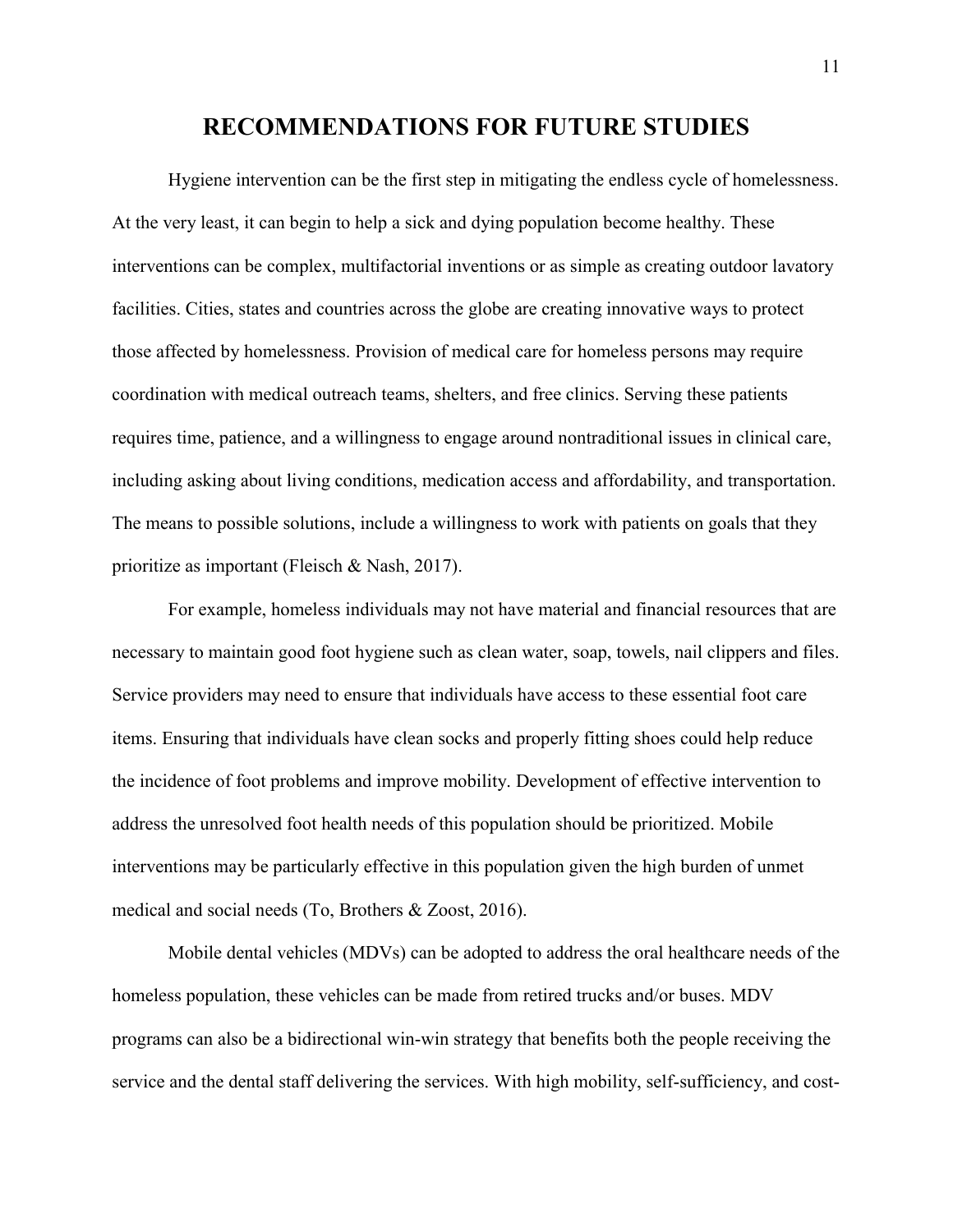# RECOMMENDATIONS FOR FUTURE STUDIES

Hygiene intervention can be the first step in mitigating the endless cycle of homelessness. At the very least, it can begin to help a sick and dying population become healthy. These interventions can be complex, multifactorial inventions or as simple as creating outdoor lavatory facilities. Cities, states and countries across the globe are creating innovative ways to protect those affected by homelessness. Provision of medical care for homeless persons may require coordination with medical outreach teams, shelters, and free clinics. Serving these patients requires time, patience, and a willingness to engage around nontraditional issues in clinical care, including asking about living conditions, medication access and affordability, and transportation. The means to possible solutions, include a willingness to work with patients on goals that they prioritize as important (Fleisch & Nash, 2017).

For example, homeless individuals may not have material and financial resources that are necessary to maintain good foot hygiene such as clean water, soap, towels, nail clippers and files. Service providers may need to ensure that individuals have access to these essential foot care items. Ensuring that individuals have clean socks and properly fitting shoes could help reduce the incidence of foot problems and improve mobility. Development of effective intervention to address the unresolved foot health needs of this population should be prioritized. Mobile interventions may be particularly effective in this population given the high burden of unmet medical and social needs (To, Brothers & Zoost, 2016).

Mobile dental vehicles (MDVs) can be adopted to address the oral healthcare needs of the homeless population, these vehicles can be made from retired trucks and/or buses. MDV programs can also be a bidirectional win-win strategy that benefits both the people receiving the service and the dental staff delivering the services. With high mobility, self-sufficiency, and cost-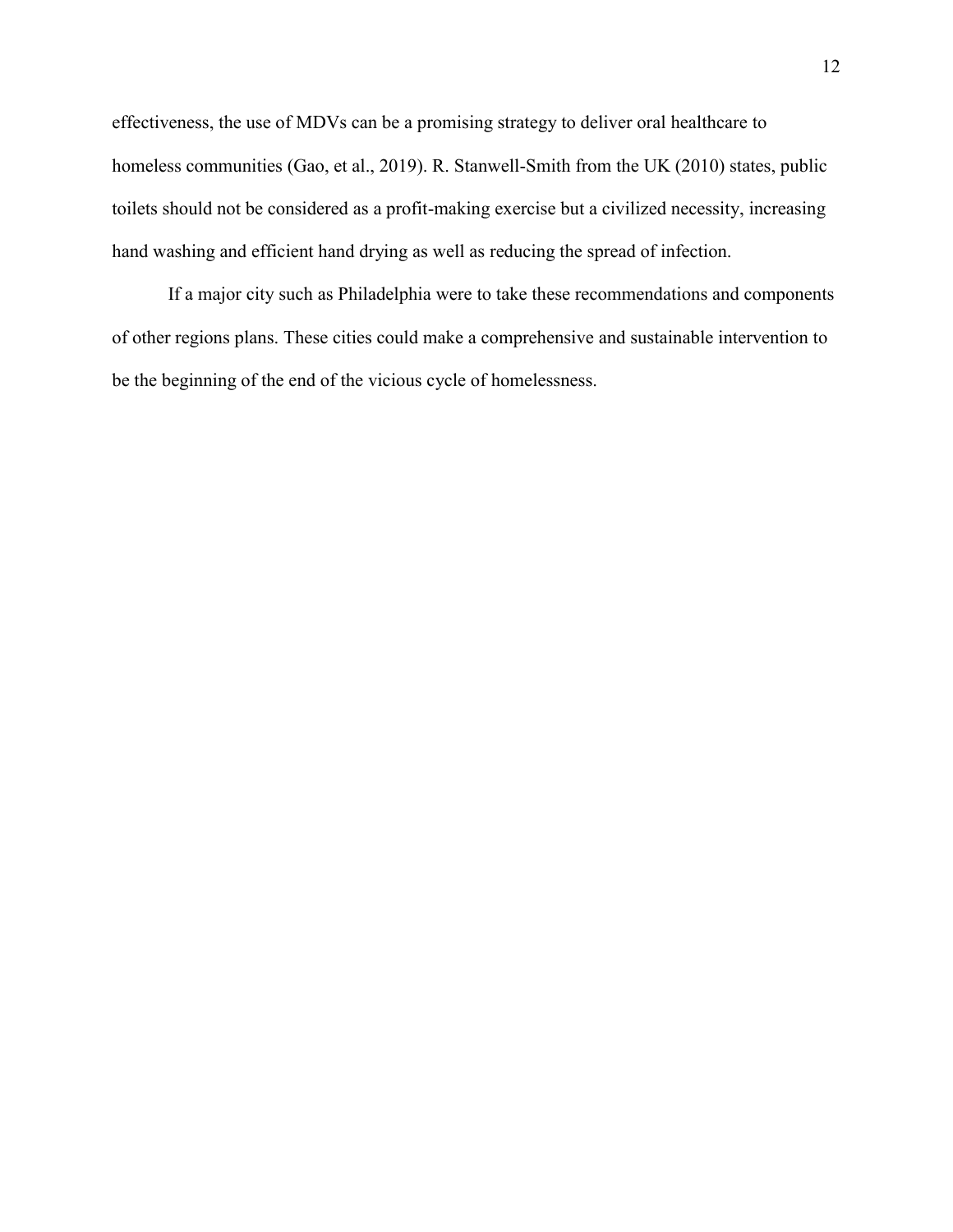effectiveness, the use of MDVs can be a promising strategy to deliver oral healthcare to homeless communities (Gao, et al., 2019). R. Stanwell-Smith from the UK (2010) states, public toilets should not be considered as a profit-making exercise but a civilized necessity, increasing hand washing and efficient hand drying as well as reducing the spread of infection.

If a major city such as Philadelphia were to take these recommendations and components of other regions plans. These cities could make a comprehensive and sustainable intervention to be the beginning of the end of the vicious cycle of homelessness.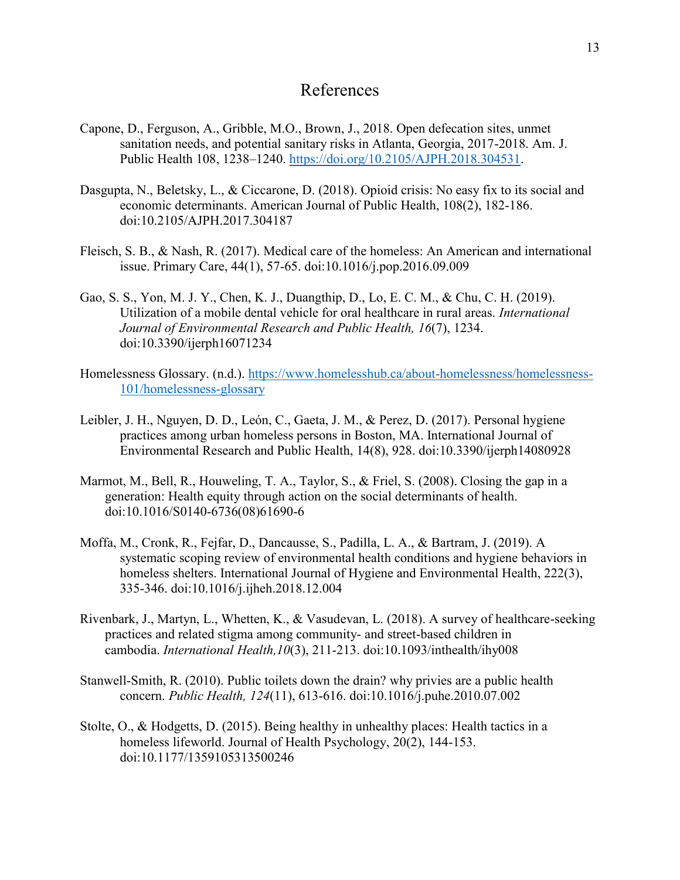# References

Capone, D., Ferguson, A., Gribble, M.O., Brown, J., 2018. Open defecation sites, unmet sanitation needs, and potential sanitary risks in Atlanta, Georgia, 2017-2018. Am. J. Public Health 108, 1238–1240. https://doi.org/10.2105/AJPH.2018.304531.

Dasgupta, N., Beletsky, L., & Ciccarone, D. (2018). Opioid crisis: No easy fix to its social and economic determinants. American Journal of Public Health, 108(2), 182-186. doi:10.2105/AJPH.2017.304187

Fleisch, S. B., & Nash, R. (2017). Medical care of the homeless: An American and international issue. Primary Care, 44(1), 57-65. doi:10.1016/j.pop.2016.09.009

Gao, S. S., Yon, M. J. Y., Chen, K. J., Duangthip, D., Lo, E. C. M., & Chu, C. H. (2019). Utilization of a mobile dental vehicle for oral healthcare in rural areas. *International Journal of Environmental Research and Public Health, 16*(7), 1234. doi:10.3390/ijerph16071234

Homelessness Glossary. (n.d.). https://www.homelesshub.ca/about-homelessness/homelessness-101/homelessness-glossary

Leibler, J. H., Nguyen, D. D., León, C., Gaeta, J. M., & Perez, D. (2017). Personal hygiene practices among urban homeless persons in Boston, MA. International Journal of Environmental Research and Public Health, 14(8), 928. doi:10.3390/ijerph14080928

Marmot, M., Bell, R., Houweling, T. A., Taylor, S., & Friel, S. (2008). Closing the gap in a generation: Health equity through action on the social determinants of health. doi:10.1016/S0140-6736(08)61690-6

Moffa, M., Cronk, R., Fejfar, D., Dancausse, S., Padilla, L. A., & Bartram, J. (2019). A systematic scoping review of environmental health conditions and hygiene behaviors in homeless shelters. International Journal of Hygiene and Environmental Health, 222(3), 335-346. doi:10.1016/j.ijheh.2018.12.004

Rivenbark, J., Martyn, L., Whetten, K., & Vasudevan, L. (2018). A survey of healthcare-seeking practices and related stigma among community- and street-based children in cambodia. *International Health,10*(3), 211-213. doi:10.1093/inthealth/ihy008

Stanwell-Smith, R. (2010). Public toilets down the drain? why privies are a public health concern. *Public Health, 124*(11), 613-616. doi:10.1016/j.puhe.2010.07.002

Stolte, O., & Hodgetts, D. (2015). Being healthy in unhealthy places: Health tactics in a homeless lifeworld. Journal of Health Psychology, 20(2), 144-153. doi:10.1177/1359105313500246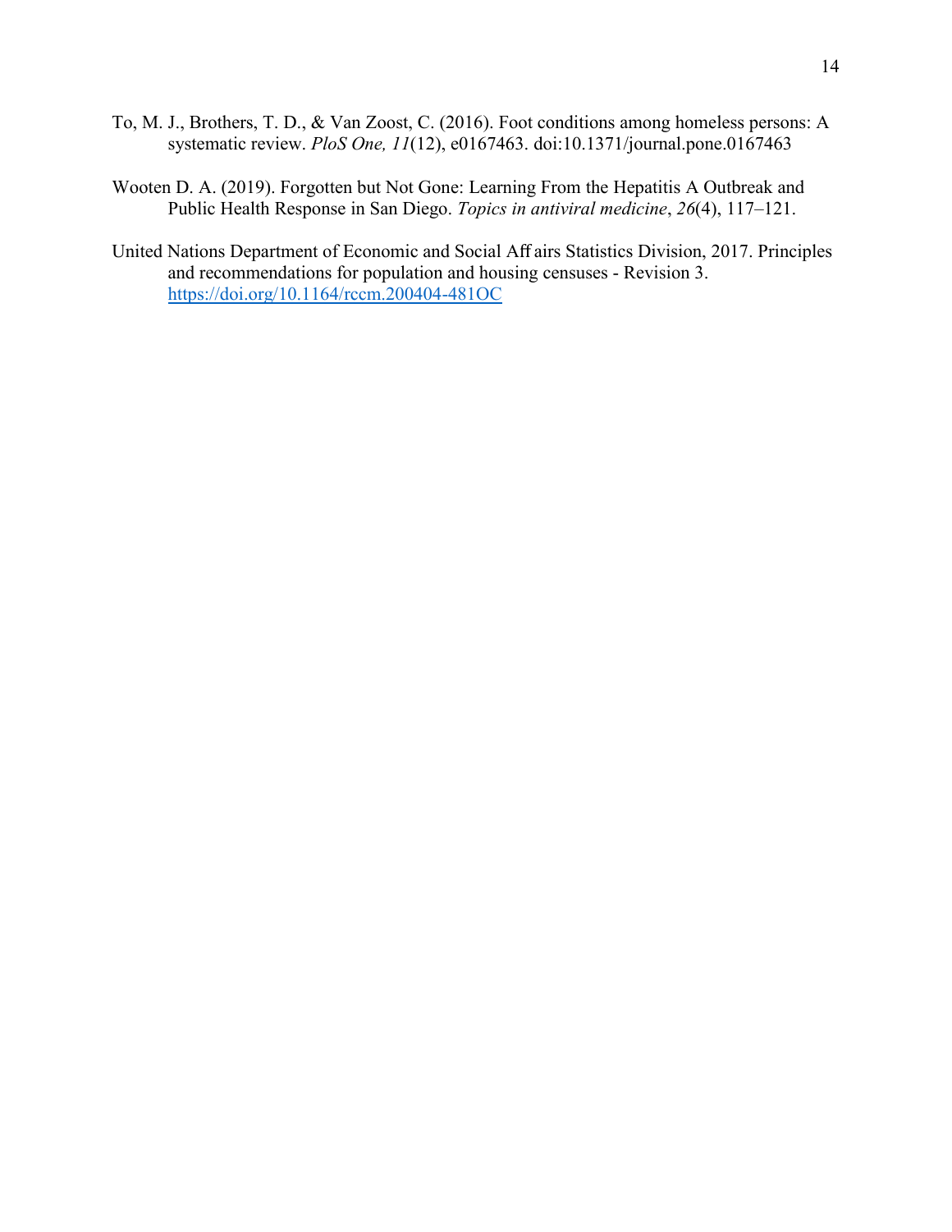To, M. J., Brothers, T. D., & Van Zoost, C. (2016). Foot conditions among homeless persons: A systematic review. *PloS One, 11*(12), e0167463. doi:10.1371/journal.pone.0167463

Wooten D. A. (2019). Forgotten but Not Gone: Learning From the Hepatitis A Outbreak and Public Health Response in San Diego. *Topics in antiviral medicine*, *26*(4), 117–121.

United Nations Department of Economic and Social Affairs Statistics Division, 2017. Principles and recommendations for population and housing censuses - Revision 3. https://doi.org/10.1164/rccm.200404-481OC